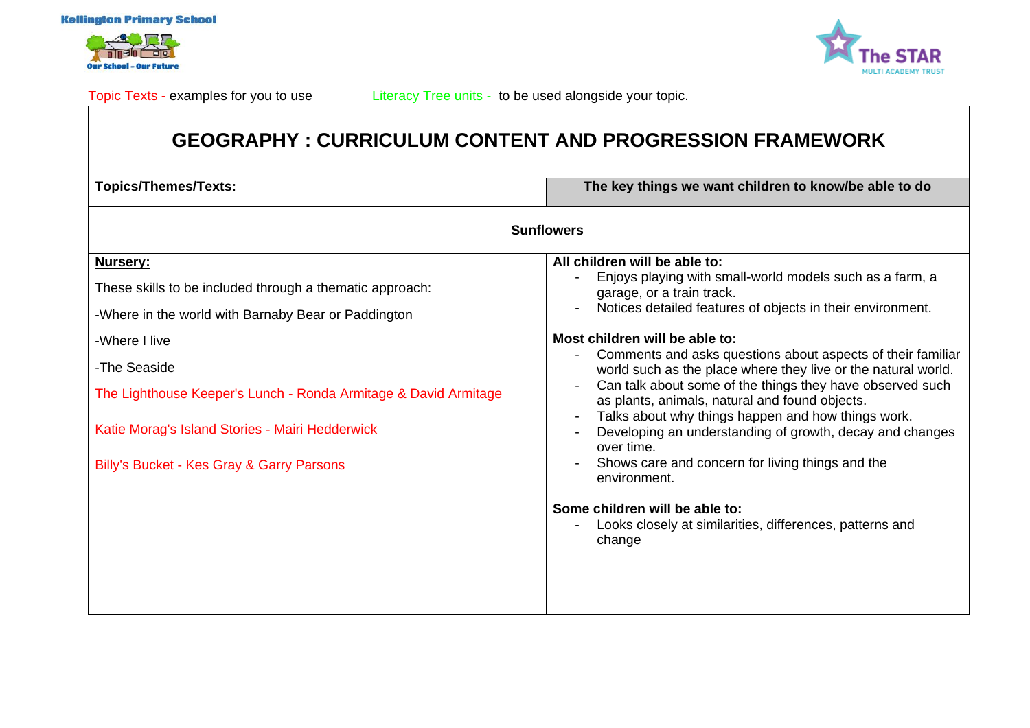Kellington Primary School

Our School - Our Future

The STAR MULTI ACADEMY TRUST

Topic Texts - examples for you to use    Literacy Tree units - to be used alongside your topic.

# GEOGRAPHY : CURRICULUM CONTENT AND PROGRESSION FRAMEWORK

| Topics/Themes/Texts: | The key things we want children to know/be able to do |
|---|---|
| **Sunflowers** | |
| **Nursery:**<br><br>These skills to be included through a thematic approach:<br><br>-Where in the world with Barnaby Bear or Paddington<br><br>-Where I live<br><br>-The Seaside<br><br>The Lighthouse Keeper's Lunch - Ronda Armitage & David Armitage<br><br>Katie Morag's Island Stories - Mairi Hedderwick<br><br>Billy's Bucket - Kes Gray & Garry Parsons | **All children will be able to:**<br>- Enjoys playing with small-world models such as a farm, a garage, or a train track.<br>- Notices detailed features of objects in their environment.<br><br>**Most children will be able to:**<br>- Comments and asks questions about aspects of their familiar world such as the place where they live or the natural world.<br>- Can talk about some of the things they have observed such as plants, animals, natural and found objects.<br>- Talks about why things happen and how things work.<br>- Developing an understanding of growth, decay and changes over time.<br>- Shows care and concern for living things and the environment.<br><br>**Some children will be able to:**<br>- Looks closely at similarities, differences, patterns and change |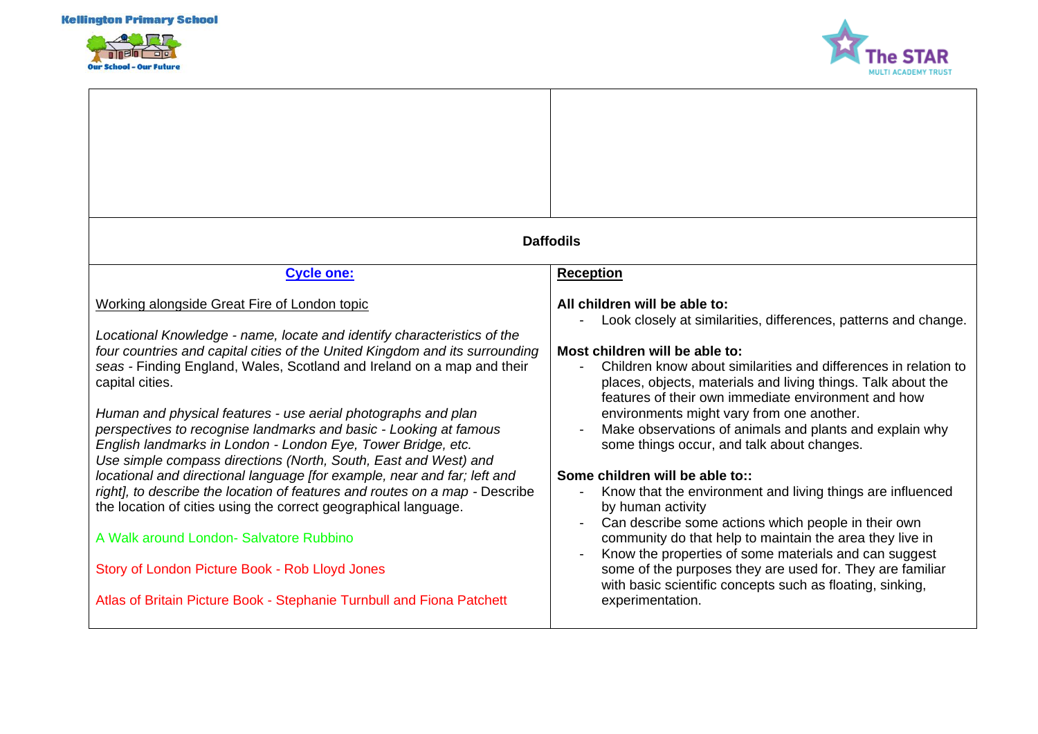| | |
|---|---|
| | |
| **Daffodils** | |
| <u>**Cycle one:**</u><br><br><u>Working alongside Great Fire of London topic</u><br><br>*Locational Knowledge - name, locate and identify characteristics of the four countries and capital cities of the United Kingdom and its surrounding seas* - Finding England, Wales, Scotland and Ireland on a map and their capital cities.<br><br>*Human and physical features - use aerial photographs and plan perspectives to recognise landmarks and basic - Looking at famous English landmarks in London - London Eye, Tower Bridge, etc.*<br>*Use simple compass directions (North, South, East and West) and locational and directional language [for example, near and far; left and right], to describe the location of features and routes on a map* - Describe the location of cities using the correct geographical language.<br><br>A Walk around London- Salvatore Rubbino<br><br>Story of London Picture Book - Rob Lloyd Jones<br><br>Atlas of Britain Picture Book - Stephanie Turnbull and Fiona Patchett | <u>**Reception**</u><br><br>**All children will be able to:**<br>- Look closely at similarities, differences, patterns and change.<br><br>**Most children will be able to:**<br>- Children know about similarities and differences in relation to places, objects, materials and living things. Talk about the features of their own immediate environment and how environments might vary from one another.<br>- Make observations of animals and plants and explain why some things occur, and talk about changes.<br><br>**Some children will be able to::**<br>- Know that the environment and living things are influenced by human activity<br>- Can describe some actions which people in their own community do that help to maintain the area they live in<br>- Know the properties of some materials and can suggest some of the purposes they are used for. They are familiar with basic scientific concepts such as floating, sinking, experimentation. |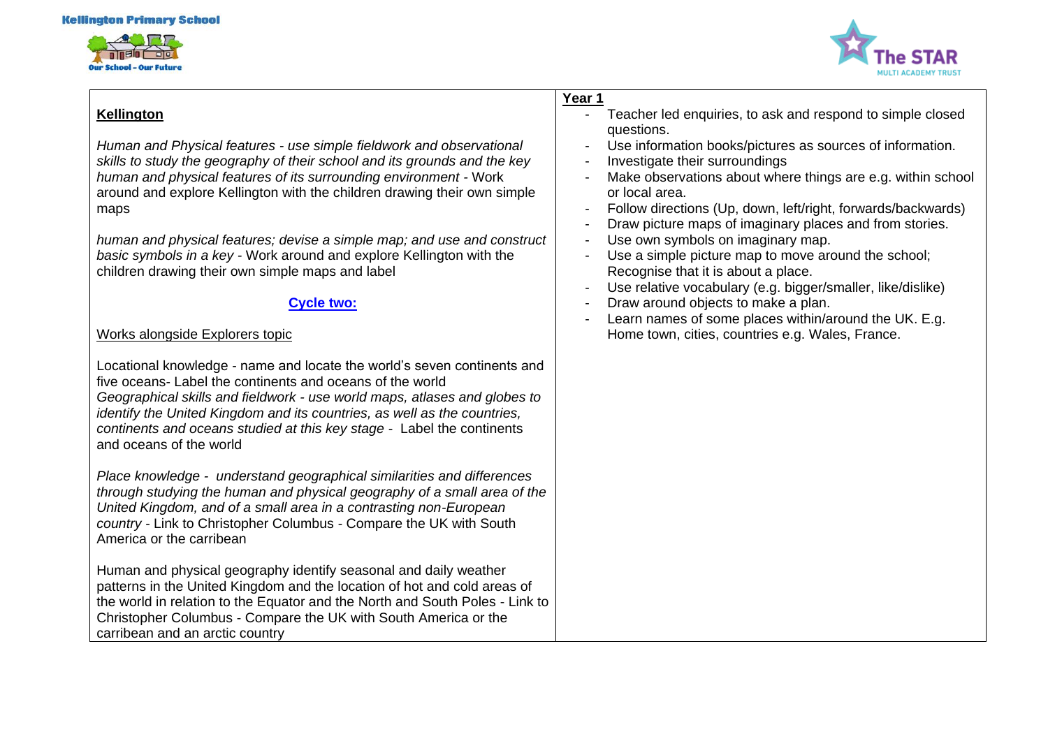| **Kellington**<br><br>*Human and Physical features - use simple fieldwork and observational skills to study the geography of their school and its grounds and the key human and physical features of its surrounding environment* - Work around and explore Kellington with the children drawing their own simple maps<br><br>*human and physical features; devise a simple map; and use and construct basic symbols in a key* - Work around and explore Kellington with the children drawing their own simple maps and label<br><br>**Cycle two:**<br><br>Works alongside Explorers topic<br><br>Locational knowledge - name and locate the world's seven continents and five oceans- Label the continents and oceans of the world<br>*Geographical skills and fieldwork - use world maps, atlases and globes to identify the United Kingdom and its countries, as well as the countries, continents and oceans studied at this key stage* - Label the continents and oceans of the world<br><br>*Place knowledge - understand geographical similarities and differences through studying the human and physical geography of a small area of the United Kingdom, and of a small area in a contrasting non-European country* - Link to Christopher Columbus - Compare the UK with South America or the carribean<br><br>Human and physical geography identify seasonal and daily weather patterns in the United Kingdom and the location of hot and cold areas of the world in relation to the Equator and the North and South Poles - Link to Christopher Columbus - Compare the UK with South America or the carribean and an arctic country | **Year 1**<br>- Teacher led enquiries, to ask and respond to simple closed questions.<br>- Use information books/pictures as sources of information.<br>- Investigate their surroundings<br>- Make observations about where things are e.g. within school or local area.<br>- Follow directions (Up, down, left/right, forwards/backwards)<br>- Draw picture maps of imaginary places and from stories.<br>- Use own symbols on imaginary map.<br>- Use a simple picture map to move around the school; Recognise that it is about a place.<br>- Use relative vocabulary (e.g. bigger/smaller, like/dislike)<br>- Draw around objects to make a plan.<br>- Learn names of some places within/around the UK. E.g. Home town, cities, countries e.g. Wales, France. |
|---|---|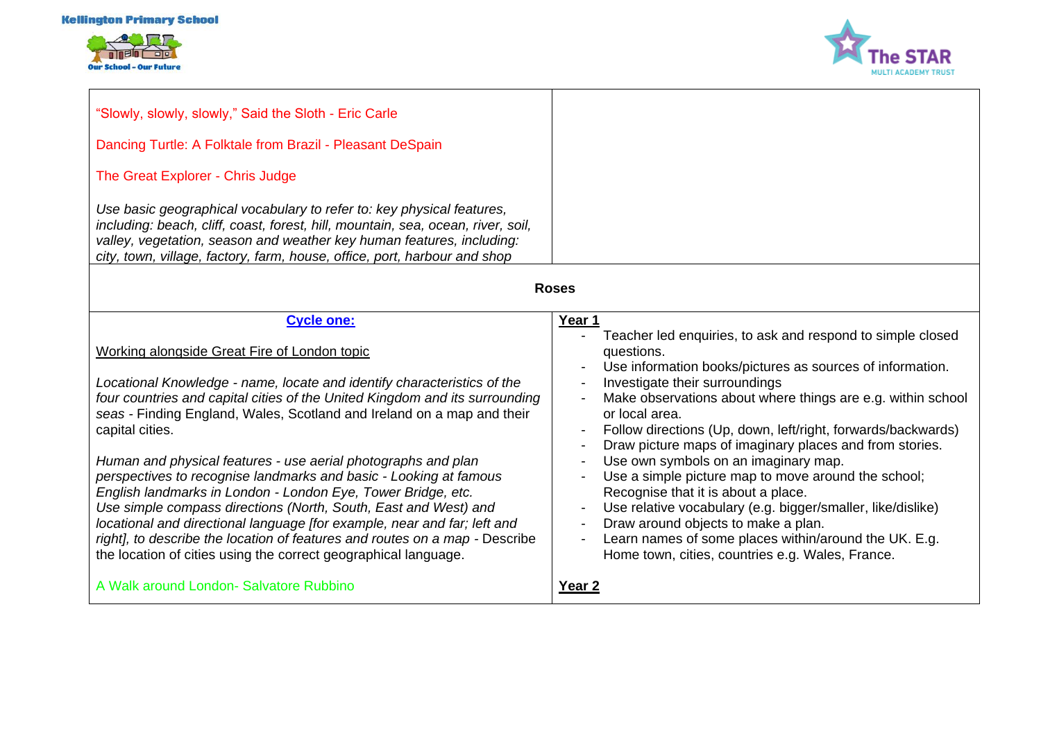| | |
|---|---|
| "Slowly, slowly, slowly," Said the Sloth - Eric Carle<br><br>Dancing Turtle: A Folktale from Brazil - Pleasant DeSpain<br><br>The Great Explorer - Chris Judge<br><br>*Use basic geographical vocabulary to refer to: key physical features, including: beach, cliff, coast, forest, hill, mountain, sea, ocean, river, soil, valley, vegetation, season and weather key human features, including: city, town, village, factory, farm, house, office, port, harbour and shop* | |
| **Roses** | |
| **Cycle one:**<br><br>Working alongside Great Fire of London topic<br><br>*Locational Knowledge - name, locate and identify characteristics of the four countries and capital cities of the United Kingdom and its surrounding seas* - Finding England, Wales, Scotland and Ireland on a map and their capital cities.<br><br>*Human and physical features - use aerial photographs and plan perspectives to recognise landmarks and basic - Looking at famous English landmarks in London - London Eye, Tower Bridge, etc.*<br>*Use simple compass directions (North, South, East and West) and locational and directional language [for example, near and far; left and right], to describe the location of features and routes on a map* - Describe the location of cities using the correct geographical language.<br><br>A Walk around London- Salvatore Rubbino | **Year 1**<br>- Teacher led enquiries, to ask and respond to simple closed questions.<br>- Use information books/pictures as sources of information.<br>- Investigate their surroundings<br>- Make observations about where things are e.g. within school or local area.<br>- Follow directions (Up, down, left/right, forwards/backwards)<br>- Draw picture maps of imaginary places and from stories.<br>- Use own symbols on an imaginary map.<br>- Use a simple picture map to move around the school; Recognise that it is about a place.<br>- Use relative vocabulary (e.g. bigger/smaller, like/dislike)<br>- Draw around objects to make a plan.<br>- Learn names of some places within/around the UK. E.g. Home town, cities, countries e.g. Wales, France.<br><br>**Year 2** |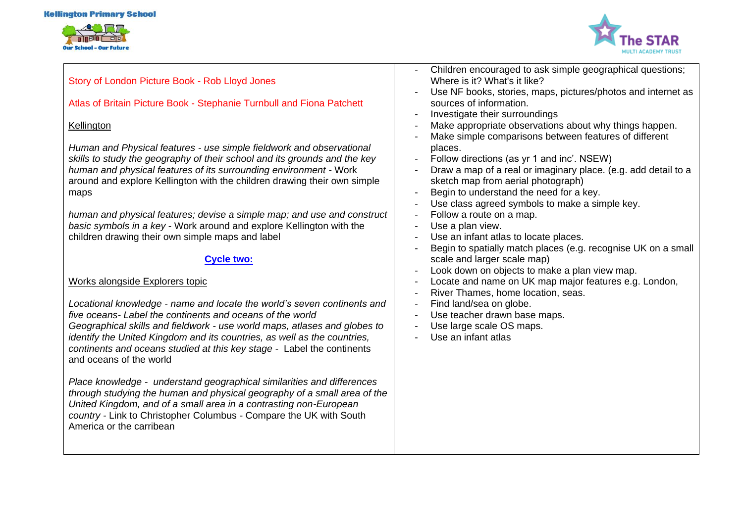| | |
|---|---|
| Story of London Picture Book - Rob Lloyd Jones<br><br>Atlas of Britain Picture Book - Stephanie Turnbull and Fiona Patchett<br><br><u>Kellington</u><br><br>*Human and Physical features - use simple fieldwork and observational skills to study the geography of their school and its grounds and the key human and physical features of its surrounding environment* - Work around and explore Kellington with the children drawing their own simple maps<br><br>*human and physical features; devise a simple map; and use and construct basic symbols in a key* - Work around and explore Kellington with the children drawing their own simple maps and label<br><br>**<u>Cycle two:</u>**<br><br><u>Works alongside Explorers topic</u><br><br>*Locational knowledge - name and locate the world's seven continents and five oceans- Label the continents and oceans of the world*<br>*Geographical skills and fieldwork - use world maps, atlases and globes to identify the United Kingdom and its countries, as well as the countries, continents and oceans studied at this key stage* - Label the continents and oceans of the world<br><br>*Place knowledge - understand geographical similarities and differences through studying the human and physical geography of a small area of the United Kingdom, and of a small area in a contrasting non-European country* - Link to Christopher Columbus - Compare the UK with South America or the carribean | - Children encouraged to ask simple geographical questions; Where is it? What's it like?<br>- Use NF books, stories, maps, pictures/photos and internet as sources of information.<br>- Investigate their surroundings<br>- Make appropriate observations about why things happen.<br>- Make simple comparisons between features of different places.<br>- Follow directions (as yr 1 and inc'. NSEW)<br>- Draw a map of a real or imaginary place. (e.g. add detail to a sketch map from aerial photograph)<br>- Begin to understand the need for a key.<br>- Use class agreed symbols to make a simple key.<br>- Follow a route on a map.<br>- Use a plan view.<br>- Use an infant atlas to locate places.<br>- Begin to spatially match places (e.g. recognise UK on a small scale and larger scale map)<br>- Look down on objects to make a plan view map.<br>- Locate and name on UK map major features e.g. London, River Thames, home location, seas.<br>- Find land/sea on globe.<br>- Use teacher drawn base maps.<br>- Use large scale OS maps.<br>- Use an infant atlas |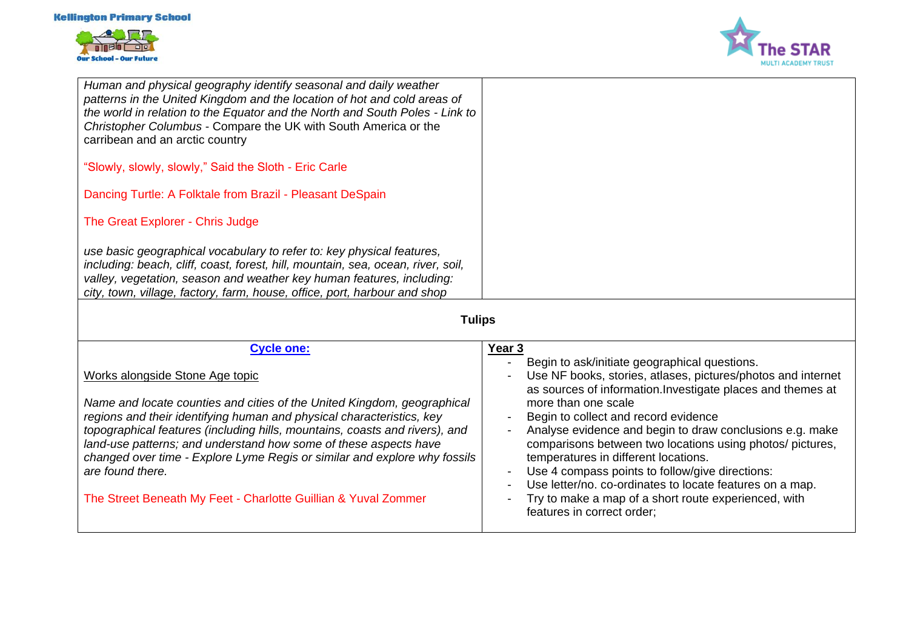| | |
|---|---|
| *Human and physical geography identify seasonal and daily weather patterns in the United Kingdom and the location of hot and cold areas of the world in relation to the Equator and the North and South Poles - Link to Christopher Columbus* - Compare the UK with South America or the carribean and an arctic country<br><br>"Slowly, slowly, slowly," Said the Sloth - Eric Carle<br><br>Dancing Turtle: A Folktale from Brazil - Pleasant DeSpain<br><br>The Great Explorer - Chris Judge<br><br>*use basic geographical vocabulary to refer to: key physical features, including: beach, cliff, coast, forest, hill, mountain, sea, ocean, river, soil, valley, vegetation, season and weather key human features, including: city, town, village, factory, farm, house, office, port, harbour and shop* | |
| **Tulips** | |
| **Cycle one:**<br><br>Works alongside Stone Age topic<br><br>*Name and locate counties and cities of the United Kingdom, geographical regions and their identifying human and physical characteristics, key topographical features (including hills, mountains, coasts and rivers), and land-use patterns; and understand how some of these aspects have changed over time - Explore Lyme Regis or similar and explore why fossils are found there.*<br><br>The Street Beneath My Feet - Charlotte Guillian & Yuval Zommer | **Year 3**<br>- Begin to ask/initiate geographical questions.<br>- Use NF books, stories, atlases, pictures/photos and internet as sources of information.Investigate places and themes at more than one scale<br>- Begin to collect and record evidence<br>- Analyse evidence and begin to draw conclusions e.g. make comparisons between two locations using photos/ pictures, temperatures in different locations.<br>- Use 4 compass points to follow/give directions:<br>- Use letter/no. co-ordinates to locate features on a map.<br>- Try to make a map of a short route experienced, with features in correct order; |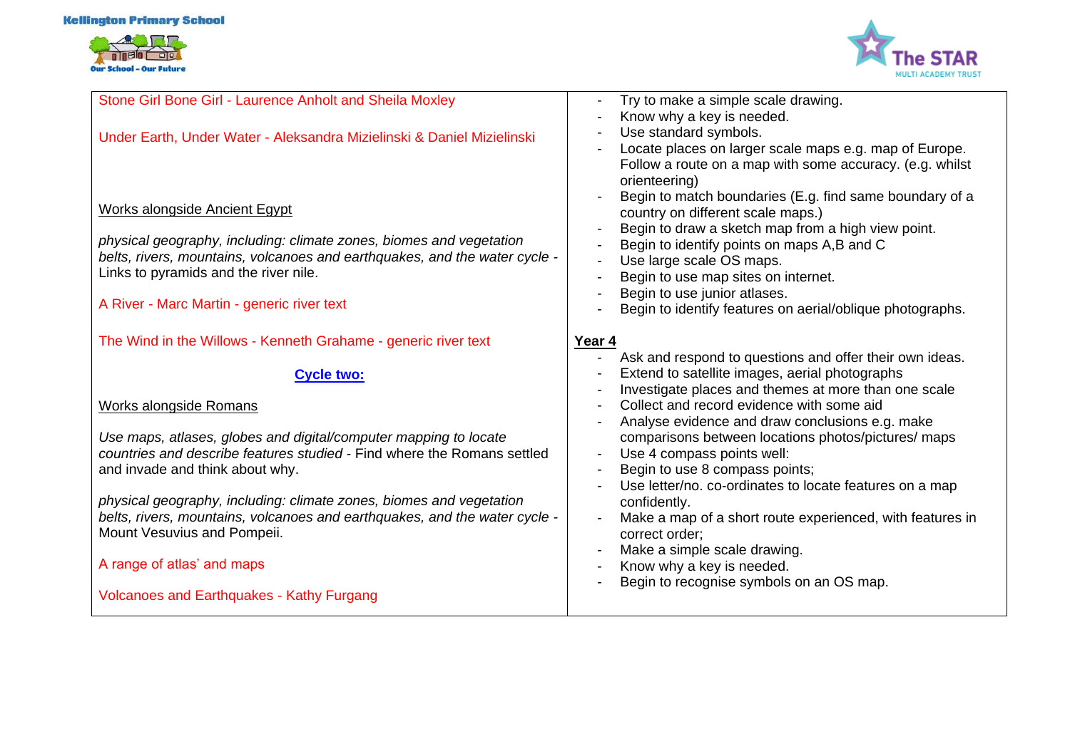| | |
|---|---|
| Stone Girl Bone Girl - Laurence Anholt and Sheila Moxley<br><br>Under Earth, Under Water - Aleksandra Mizielinski & Daniel Mizielinski<br><br>Works alongside Ancient Egypt<br><br>*physical geography, including: climate zones, biomes and vegetation belts, rivers, mountains, volcanoes and earthquakes, and the water cycle* - Links to pyramids and the river nile.<br><br>A River - Marc Martin - generic river text<br><br>The Wind in the Willows - Kenneth Grahame - generic river text<br><br>**Cycle two:**<br><br>Works alongside Romans<br><br>*Use maps, atlases, globes and digital/computer mapping to locate countries and describe features studied* - Find where the Romans settled and invade and think about why.<br><br>*physical geography, including: climate zones, biomes and vegetation belts, rivers, mountains, volcanoes and earthquakes, and the water cycle* - Mount Vesuvius and Pompeii.<br><br>A range of atlas' and maps<br><br>Volcanoes and Earthquakes - Kathy Furgang | - Try to make a simple scale drawing.<br>- Know why a key is needed.<br>- Use standard symbols.<br>- Locate places on larger scale maps e.g. map of Europe. Follow a route on a map with some accuracy. (e.g. whilst orienteering)<br>- Begin to match boundaries (E.g. find same boundary of a country on different scale maps.)<br>- Begin to draw a sketch map from a high view point.<br>- Begin to identify points on maps A,B and C<br>- Use large scale OS maps.<br>- Begin to use map sites on internet.<br>- Begin to use junior atlases.<br>- Begin to identify features on aerial/oblique photographs.<br><br>**Year 4**<br>- Ask and respond to questions and offer their own ideas.<br>- Extend to satellite images, aerial photographs<br>- Investigate places and themes at more than one scale<br>- Collect and record evidence with some aid<br>- Analyse evidence and draw conclusions e.g. make comparisons between locations photos/pictures/ maps<br>- Use 4 compass points well:<br>- Begin to use 8 compass points;<br>- Use letter/no. co-ordinates to locate features on a map confidently.<br>- Make a map of a short route experienced, with features in correct order;<br>- Make a simple scale drawing.<br>- Know why a key is needed.<br>- Begin to recognise symbols on an OS map. |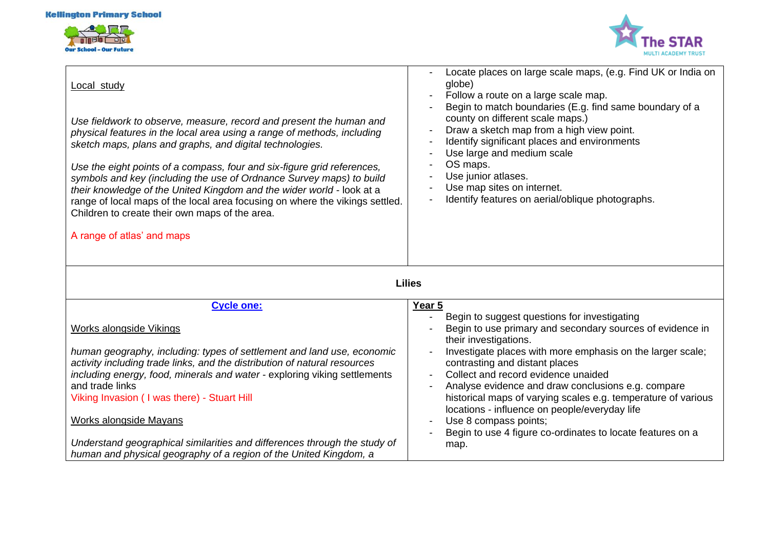| | |
|---|---|
| <u>Local study</u><br><br>*Use fieldwork to observe, measure, record and present the human and physical features in the local area using a range of methods, including sketch maps, plans and graphs, and digital technologies.*<br><br>*Use the eight points of a compass, four and six-figure grid references, symbols and key (including the use of Ordnance Survey maps) to build their knowledge of the United Kingdom and the wider world* - look at a range of local maps of the local area focusing on where the vikings settled. Children to create their own maps of the area.<br><br>A range of atlas' and maps | - Locate places on large scale maps, (e.g. Find UK or India on globe)<br>- Follow a route on a large scale map.<br>- Begin to match boundaries (E.g. find same boundary of a county on different scale maps.)<br>- Draw a sketch map from a high view point.<br>- Identify significant places and environments<br>- Use large and medium scale<br>- OS maps.<br>- Use junior atlases.<br>- Use map sites on internet.<br>- Identify features on aerial/oblique photographs. |
| **Lilies** | |
| **<u>Cycle one:</u>**<br><br><u>Works alongside Vikings</u><br><br>*human geography, including: types of settlement and land use, economic activity including trade links, and the distribution of natural resources including energy, food, minerals and water* - exploring viking settlements and trade links<br>Viking Invasion ( I was there) - Stuart Hill<br><br><u>Works alongside Mayans</u><br><br>*Understand geographical similarities and differences through the study of human and physical geography of a region of the United Kingdom, a* | **<u>Year 5</u>**<br>- Begin to suggest questions for investigating<br>- Begin to use primary and secondary sources of evidence in their investigations.<br>- Investigate places with more emphasis on the larger scale; contrasting and distant places<br>- Collect and record evidence unaided<br>- Analyse evidence and draw conclusions e.g. compare historical maps of varying scales e.g. temperature of various locations - influence on people/everyday life<br>- Use 8 compass points;<br>- Begin to use 4 figure co-ordinates to locate features on a map. |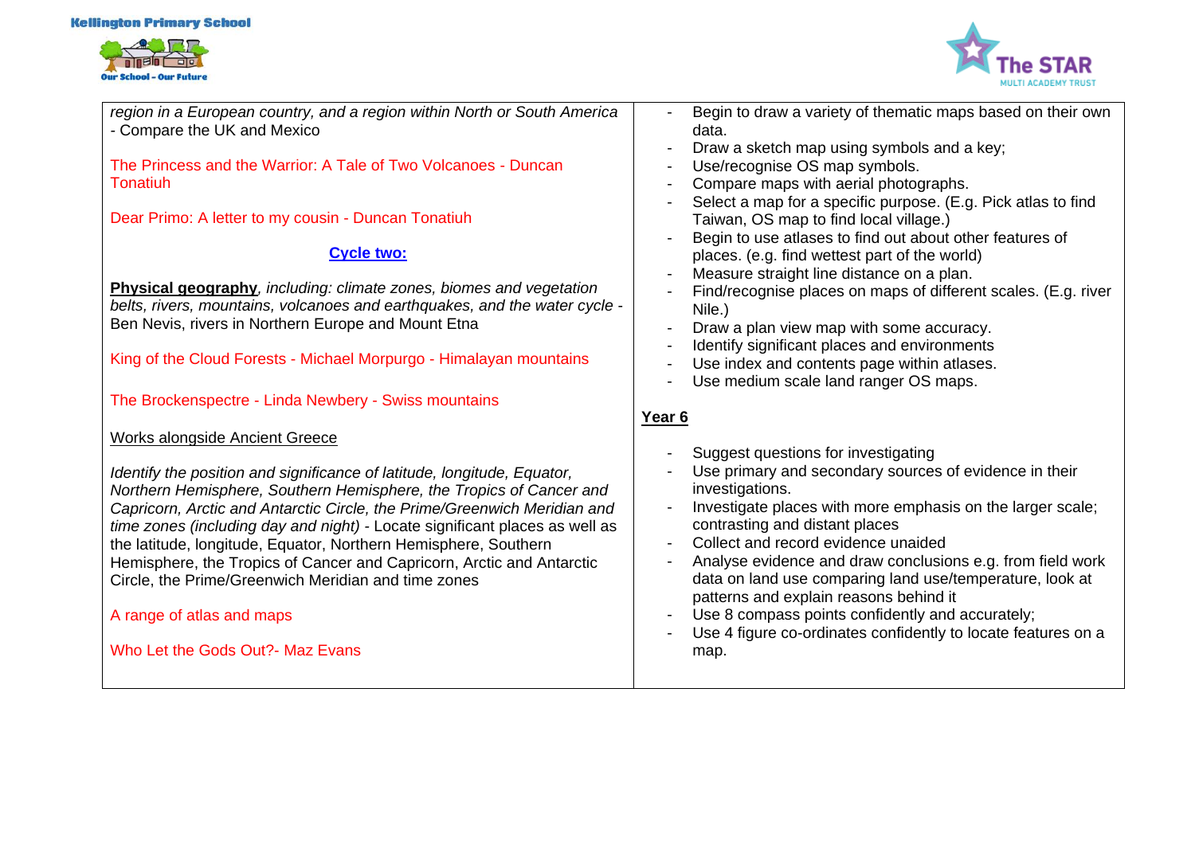| | |
|---|---|
| *region in a European country, and a region within North or South America* - Compare the UK and Mexico<br><br>The Princess and the Warrior: A Tale of Two Volcanoes - Duncan Tonatiuh<br><br>Dear Primo: A letter to my cousin - Duncan Tonatiuh<br><br>**Cycle two:**<br><br>**Physical geography**, *including: climate zones, biomes and vegetation belts, rivers, mountains, volcanoes and earthquakes, and the water cycle* - Ben Nevis, rivers in Northern Europe and Mount Etna<br><br>King of the Cloud Forests - Michael Morpurgo - Himalayan mountains<br><br>The Brockenspectre - Linda Newbery - Swiss mountains<br><br>Works alongside Ancient Greece<br><br>*Identify the position and significance of latitude, longitude, Equator, Northern Hemisphere, Southern Hemisphere, the Tropics of Cancer and Capricorn, Arctic and Antarctic Circle, the Prime/Greenwich Meridian and time zones (including day and night)* - Locate significant places as well as the latitude, longitude, Equator, Northern Hemisphere, Southern Hemisphere, the Tropics of Cancer and Capricorn, Arctic and Antarctic Circle, the Prime/Greenwich Meridian and time zones<br><br>A range of atlas and maps<br><br>Who Let the Gods Out?- Maz Evans | - Begin to draw a variety of thematic maps based on their own data.<br>- Draw a sketch map using symbols and a key;<br>- Use/recognise OS map symbols.<br>- Compare maps with aerial photographs.<br>- Select a map for a specific purpose. (E.g. Pick atlas to find Taiwan, OS map to find local village.)<br>- Begin to use atlases to find out about other features of places. (e.g. find wettest part of the world)<br>- Measure straight line distance on a plan.<br>- Find/recognise places on maps of different scales. (E.g. river Nile.)<br>- Draw a plan view map with some accuracy.<br>- Identify significant places and environments<br>- Use index and contents page within atlases.<br>- Use medium scale land ranger OS maps.<br><br>**Year 6**<br><br>- Suggest questions for investigating<br>- Use primary and secondary sources of evidence in their investigations.<br>- Investigate places with more emphasis on the larger scale; contrasting and distant places<br>- Collect and record evidence unaided<br>- Analyse evidence and draw conclusions e.g. from field work data on land use comparing land use/temperature, look at patterns and explain reasons behind it<br>- Use 8 compass points confidently and accurately;<br>- Use 4 figure co-ordinates confidently to locate features on a map. |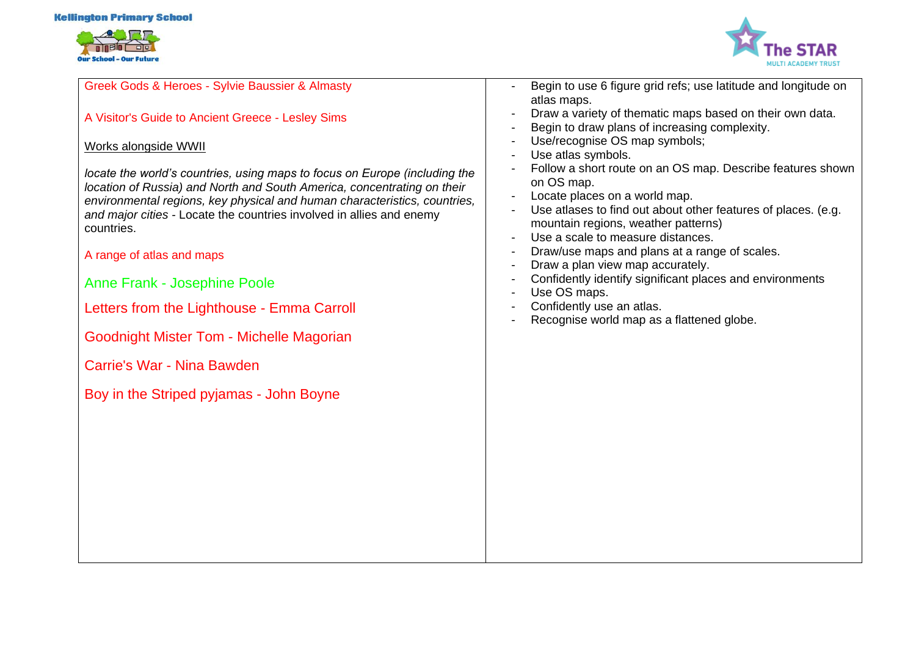| | |
|---|---|
| Greek Gods & Heroes - Sylvie Baussier & Almasty<br><br>A Visitor's Guide to Ancient Greece - Lesley Sims<br><br>Works alongside WWII<br><br>*locate the world's countries, using maps to focus on Europe (including the location of Russia) and North and South America, concentrating on their environmental regions, key physical and human characteristics, countries, and major cities* - Locate the countries involved in allies and enemy countries.<br><br>A range of atlas and maps<br><br>Anne Frank - Josephine Poole<br><br>Letters from the Lighthouse - Emma Carroll<br><br>Goodnight Mister Tom - Michelle Magorian<br><br>Carrie's War - Nina Bawden<br><br>Boy in the Striped pyjamas - John Boyne | - Begin to use 6 figure grid refs; use latitude and longitude on atlas maps.<br>- Draw a variety of thematic maps based on their own data.<br>- Begin to draw plans of increasing complexity.<br>- Use/recognise OS map symbols;<br>- Use atlas symbols.<br>- Follow a short route on an OS map. Describe features shown on OS map.<br>- Locate places on a world map.<br>- Use atlases to find out about other features of places. (e.g. mountain regions, weather patterns)<br>- Use a scale to measure distances.<br>- Draw/use maps and plans at a range of scales.<br>- Draw a plan view map accurately.<br>- Confidently identify significant places and environments<br>- Use OS maps.<br>- Confidently use an atlas.<br>- Recognise world map as a flattened globe. |